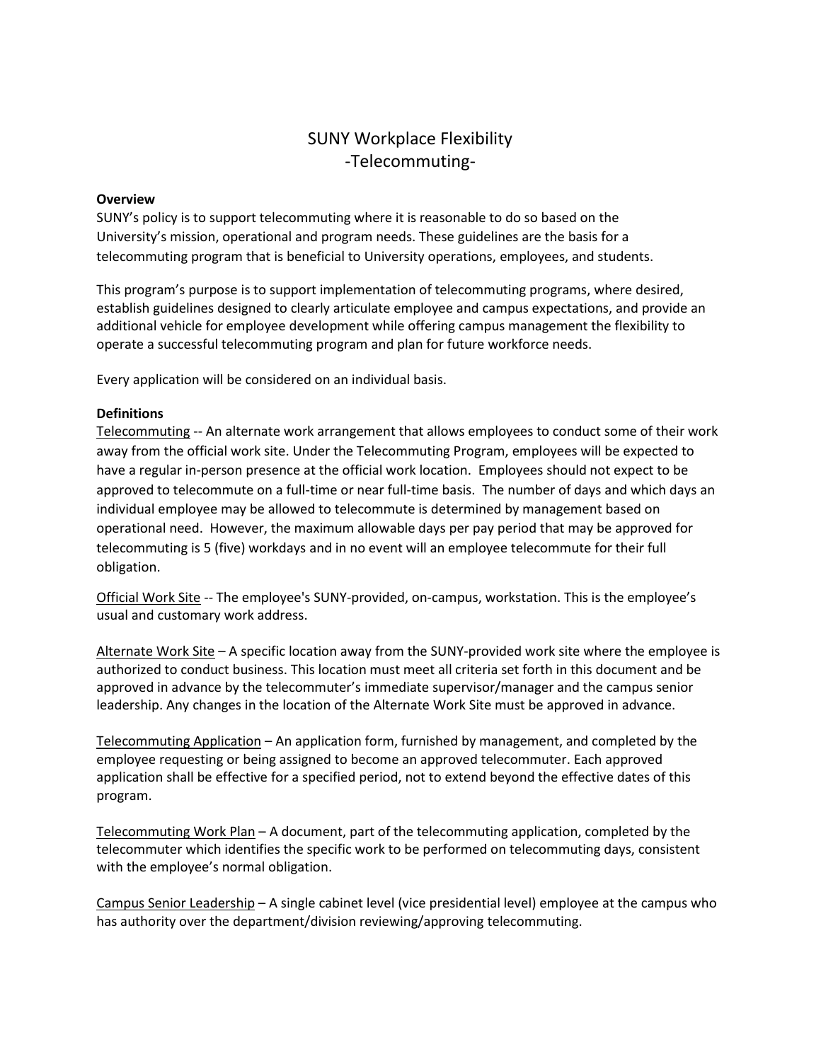# SUNY Workplace Flexibility
# -Telecommuting-

**Overview**

SUNY's policy is to support telecommuting where it is reasonable to do so based on the University's mission, operational and program needs. These guidelines are the basis for a telecommuting program that is beneficial to University operations, employees, and students.

This program's purpose is to support implementation of telecommuting programs, where desired, establish guidelines designed to clearly articulate employee and campus expectations, and provide an additional vehicle for employee development while offering campus management the flexibility to operate a successful telecommuting program and plan for future workforce needs.

Every application will be considered on an individual basis.

**Definitions**

Telecommuting -- An alternate work arrangement that allows employees to conduct some of their work away from the official work site. Under the Telecommuting Program, employees will be expected to have a regular in-person presence at the official work location. Employees should not expect to be approved to telecommute on a full-time or near full-time basis. The number of days and which days an individual employee may be allowed to telecommute is determined by management based on operational need. However, the maximum allowable days per pay period that may be approved for telecommuting is 5 (five) workdays and in no event will an employee telecommute for their full obligation.

Official Work Site -- The employee's SUNY-provided, on-campus, workstation. This is the employee's usual and customary work address.

Alternate Work Site – A specific location away from the SUNY-provided work site where the employee is authorized to conduct business. This location must meet all criteria set forth in this document and be approved in advance by the telecommuter's immediate supervisor/manager and the campus senior leadership. Any changes in the location of the Alternate Work Site must be approved in advance.

Telecommuting Application – An application form, furnished by management, and completed by the employee requesting or being assigned to become an approved telecommuter. Each approved application shall be effective for a specified period, not to extend beyond the effective dates of this program.

Telecommuting Work Plan – A document, part of the telecommuting application, completed by the telecommuter which identifies the specific work to be performed on telecommuting days, consistent with the employee's normal obligation.

Campus Senior Leadership – A single cabinet level (vice presidential level) employee at the campus who has authority over the department/division reviewing/approving telecommuting.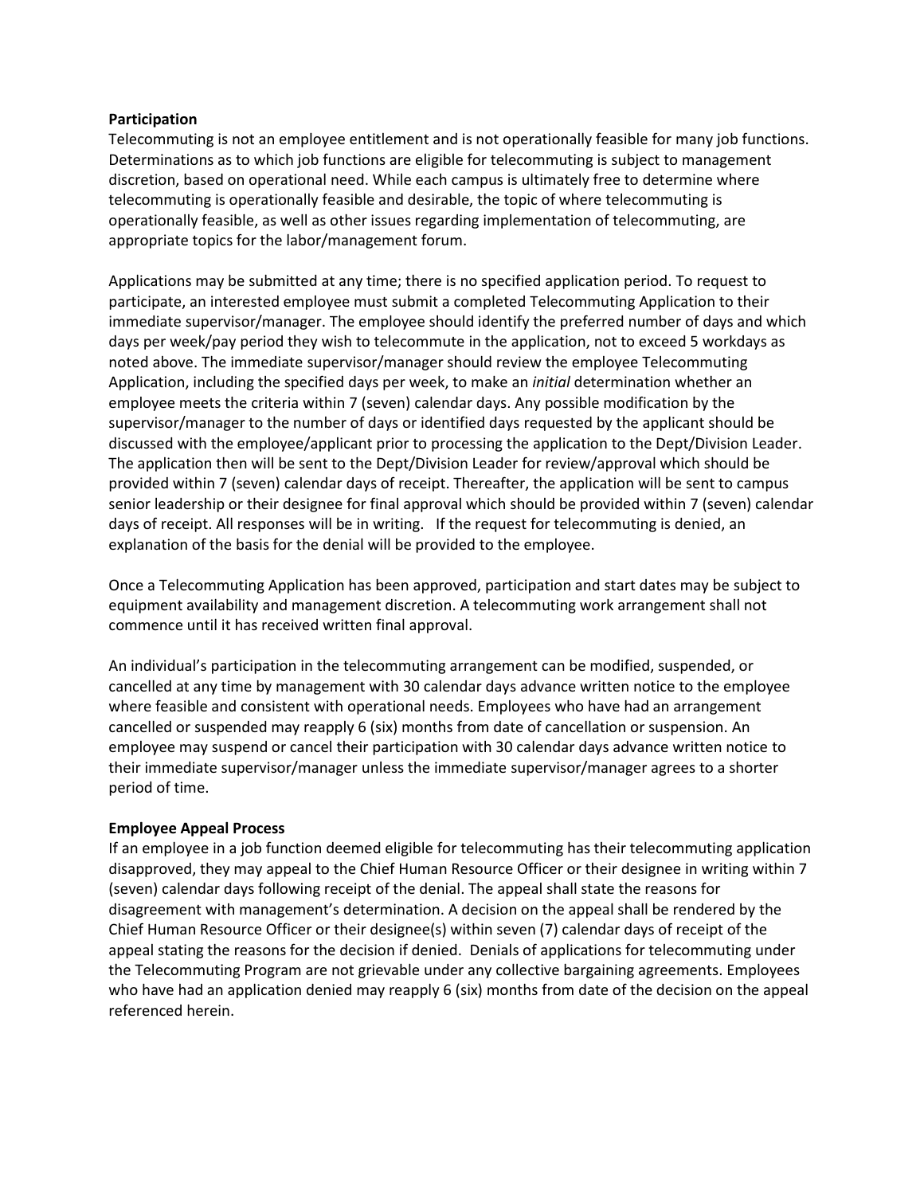**Participation**

Telecommuting is not an employee entitlement and is not operationally feasible for many job functions. Determinations as to which job functions are eligible for telecommuting is subject to management discretion, based on operational need. While each campus is ultimately free to determine where telecommuting is operationally feasible and desirable, the topic of where telecommuting is operationally feasible, as well as other issues regarding implementation of telecommuting, are appropriate topics for the labor/management forum.

Applications may be submitted at any time; there is no specified application period. To request to participate, an interested employee must submit a completed Telecommuting Application to their immediate supervisor/manager. The employee should identify the preferred number of days and which days per week/pay period they wish to telecommute in the application, not to exceed 5 workdays as noted above. The immediate supervisor/manager should review the employee Telecommuting Application, including the specified days per week, to make an *initial* determination whether an employee meets the criteria within 7 (seven) calendar days. Any possible modification by the supervisor/manager to the number of days or identified days requested by the applicant should be discussed with the employee/applicant prior to processing the application to the Dept/Division Leader. The application then will be sent to the Dept/Division Leader for review/approval which should be provided within 7 (seven) calendar days of receipt. Thereafter, the application will be sent to campus senior leadership or their designee for final approval which should be provided within 7 (seven) calendar days of receipt. All responses will be in writing. If the request for telecommuting is denied, an explanation of the basis for the denial will be provided to the employee.

Once a Telecommuting Application has been approved, participation and start dates may be subject to equipment availability and management discretion. A telecommuting work arrangement shall not commence until it has received written final approval.

An individual's participation in the telecommuting arrangement can be modified, suspended, or cancelled at any time by management with 30 calendar days advance written notice to the employee where feasible and consistent with operational needs. Employees who have had an arrangement cancelled or suspended may reapply 6 (six) months from date of cancellation or suspension. An employee may suspend or cancel their participation with 30 calendar days advance written notice to their immediate supervisor/manager unless the immediate supervisor/manager agrees to a shorter period of time.

**Employee Appeal Process**

If an employee in a job function deemed eligible for telecommuting has their telecommuting application disapproved, they may appeal to the Chief Human Resource Officer or their designee in writing within 7 (seven) calendar days following receipt of the denial. The appeal shall state the reasons for disagreement with management's determination. A decision on the appeal shall be rendered by the Chief Human Resource Officer or their designee(s) within seven (7) calendar days of receipt of the appeal stating the reasons for the decision if denied. Denials of applications for telecommuting under the Telecommuting Program are not grievable under any collective bargaining agreements. Employees who have had an application denied may reapply 6 (six) months from date of the decision on the appeal referenced herein.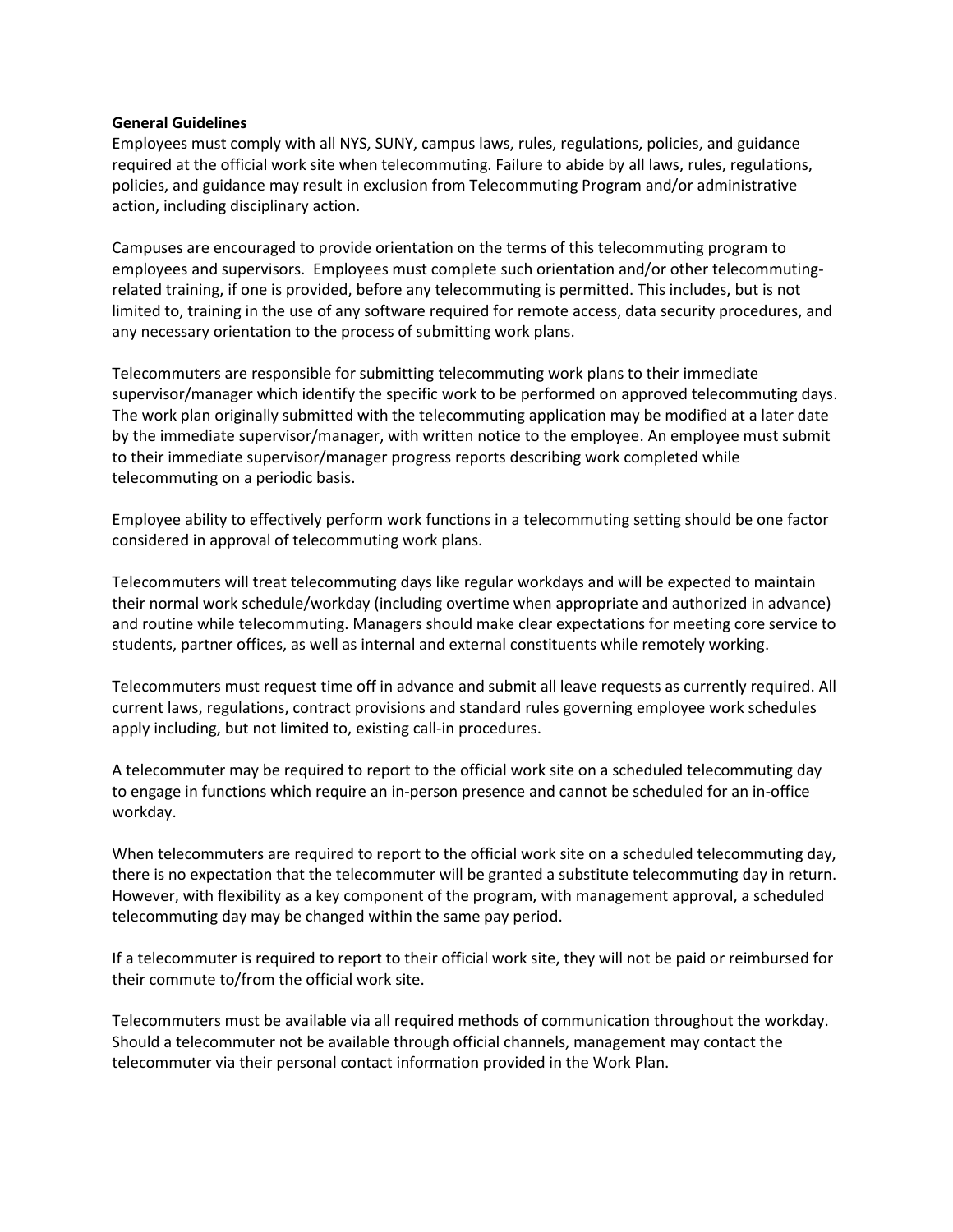**General Guidelines**

Employees must comply with all NYS, SUNY, campus laws, rules, regulations, policies, and guidance required at the official work site when telecommuting. Failure to abide by all laws, rules, regulations, policies, and guidance may result in exclusion from Telecommuting Program and/or administrative action, including disciplinary action.

Campuses are encouraged to provide orientation on the terms of this telecommuting program to employees and supervisors. Employees must complete such orientation and/or other telecommuting-related training, if one is provided, before any telecommuting is permitted. This includes, but is not limited to, training in the use of any software required for remote access, data security procedures, and any necessary orientation to the process of submitting work plans.

Telecommuters are responsible for submitting telecommuting work plans to their immediate supervisor/manager which identify the specific work to be performed on approved telecommuting days. The work plan originally submitted with the telecommuting application may be modified at a later date by the immediate supervisor/manager, with written notice to the employee. An employee must submit to their immediate supervisor/manager progress reports describing work completed while telecommuting on a periodic basis.

Employee ability to effectively perform work functions in a telecommuting setting should be one factor considered in approval of telecommuting work plans.

Telecommuters will treat telecommuting days like regular workdays and will be expected to maintain their normal work schedule/workday (including overtime when appropriate and authorized in advance) and routine while telecommuting. Managers should make clear expectations for meeting core service to students, partner offices, as well as internal and external constituents while remotely working.

Telecommuters must request time off in advance and submit all leave requests as currently required. All current laws, regulations, contract provisions and standard rules governing employee work schedules apply including, but not limited to, existing call-in procedures.

A telecommuter may be required to report to the official work site on a scheduled telecommuting day to engage in functions which require an in-person presence and cannot be scheduled for an in-office workday.

When telecommuters are required to report to the official work site on a scheduled telecommuting day, there is no expectation that the telecommuter will be granted a substitute telecommuting day in return. However, with flexibility as a key component of the program, with management approval, a scheduled telecommuting day may be changed within the same pay period.

If a telecommuter is required to report to their official work site, they will not be paid or reimbursed for their commute to/from the official work site.

Telecommuters must be available via all required methods of communication throughout the workday. Should a telecommuter not be available through official channels, management may contact the telecommuter via their personal contact information provided in the Work Plan.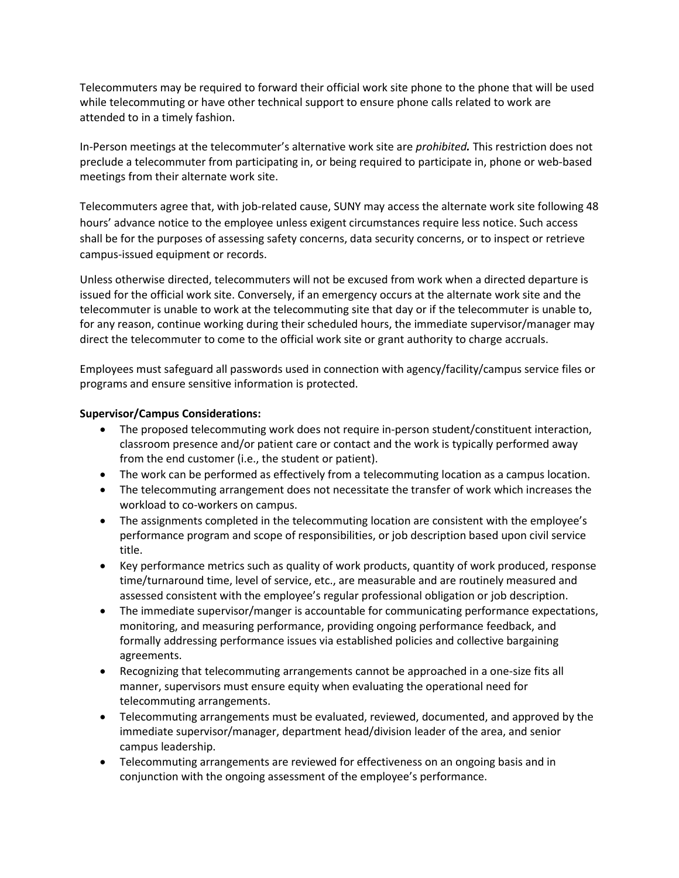Telecommuters may be required to forward their official work site phone to the phone that will be used while telecommuting or have other technical support to ensure phone calls related to work are attended to in a timely fashion.

In-Person meetings at the telecommuter's alternative work site are ***prohibited.*** This restriction does not preclude a telecommuter from participating in, or being required to participate in, phone or web-based meetings from their alternate work site.

Telecommuters agree that, with job-related cause, SUNY may access the alternate work site following 48 hours' advance notice to the employee unless exigent circumstances require less notice. Such access shall be for the purposes of assessing safety concerns, data security concerns, or to inspect or retrieve campus-issued equipment or records.

Unless otherwise directed, telecommuters will not be excused from work when a directed departure is issued for the official work site. Conversely, if an emergency occurs at the alternate work site and the telecommuter is unable to work at the telecommuting site that day or if the telecommuter is unable to, for any reason, continue working during their scheduled hours, the immediate supervisor/manager may direct the telecommuter to come to the official work site or grant authority to charge accruals.

Employees must safeguard all passwords used in connection with agency/facility/campus service files or programs and ensure sensitive information is protected.

**Supervisor/Campus Considerations:**

- The proposed telecommuting work does not require in-person student/constituent interaction, classroom presence and/or patient care or contact and the work is typically performed away from the end customer (i.e., the student or patient).
- The work can be performed as effectively from a telecommuting location as a campus location.
- The telecommuting arrangement does not necessitate the transfer of work which increases the workload to co-workers on campus.
- The assignments completed in the telecommuting location are consistent with the employee's performance program and scope of responsibilities, or job description based upon civil service title.
- Key performance metrics such as quality of work products, quantity of work produced, response time/turnaround time, level of service, etc., are measurable and are routinely measured and assessed consistent with the employee's regular professional obligation or job description.
- The immediate supervisor/manger is accountable for communicating performance expectations, monitoring, and measuring performance, providing ongoing performance feedback, and formally addressing performance issues via established policies and collective bargaining agreements.
- Recognizing that telecommuting arrangements cannot be approached in a one-size fits all manner, supervisors must ensure equity when evaluating the operational need for telecommuting arrangements.
- Telecommuting arrangements must be evaluated, reviewed, documented, and approved by the immediate supervisor/manager, department head/division leader of the area, and senior campus leadership.
- Telecommuting arrangements are reviewed for effectiveness on an ongoing basis and in conjunction with the ongoing assessment of the employee's performance.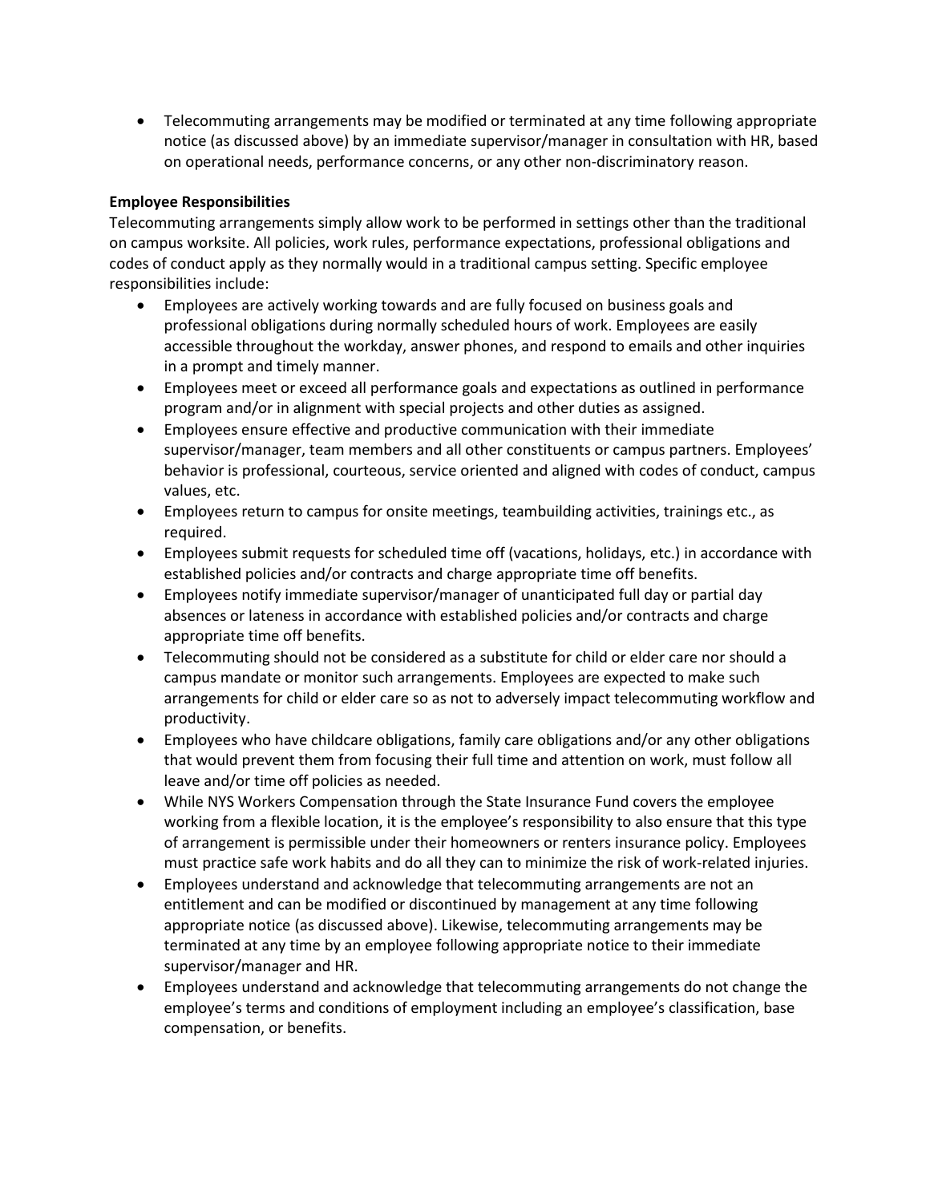- Telecommuting arrangements may be modified or terminated at any time following appropriate notice (as discussed above) by an immediate supervisor/manager in consultation with HR, based on operational needs, performance concerns, or any other non-discriminatory reason.

**Employee Responsibilities**

Telecommuting arrangements simply allow work to be performed in settings other than the traditional on campus worksite. All policies, work rules, performance expectations, professional obligations and codes of conduct apply as they normally would in a traditional campus setting. Specific employee responsibilities include:

- Employees are actively working towards and are fully focused on business goals and professional obligations during normally scheduled hours of work. Employees are easily accessible throughout the workday, answer phones, and respond to emails and other inquiries in a prompt and timely manner.
- Employees meet or exceed all performance goals and expectations as outlined in performance program and/or in alignment with special projects and other duties as assigned.
- Employees ensure effective and productive communication with their immediate supervisor/manager, team members and all other constituents or campus partners. Employees' behavior is professional, courteous, service oriented and aligned with codes of conduct, campus values, etc.
- Employees return to campus for onsite meetings, teambuilding activities, trainings etc., as required.
- Employees submit requests for scheduled time off (vacations, holidays, etc.) in accordance with established policies and/or contracts and charge appropriate time off benefits.
- Employees notify immediate supervisor/manager of unanticipated full day or partial day absences or lateness in accordance with established policies and/or contracts and charge appropriate time off benefits.
- Telecommuting should not be considered as a substitute for child or elder care nor should a campus mandate or monitor such arrangements. Employees are expected to make such arrangements for child or elder care so as not to adversely impact telecommuting workflow and productivity.
- Employees who have childcare obligations, family care obligations and/or any other obligations that would prevent them from focusing their full time and attention on work, must follow all leave and/or time off policies as needed.
- While NYS Workers Compensation through the State Insurance Fund covers the employee working from a flexible location, it is the employee's responsibility to also ensure that this type of arrangement is permissible under their homeowners or renters insurance policy. Employees must practice safe work habits and do all they can to minimize the risk of work-related injuries.
- Employees understand and acknowledge that telecommuting arrangements are not an entitlement and can be modified or discontinued by management at any time following appropriate notice (as discussed above). Likewise, telecommuting arrangements may be terminated at any time by an employee following appropriate notice to their immediate supervisor/manager and HR.
- Employees understand and acknowledge that telecommuting arrangements do not change the employee's terms and conditions of employment including an employee's classification, base compensation, or benefits.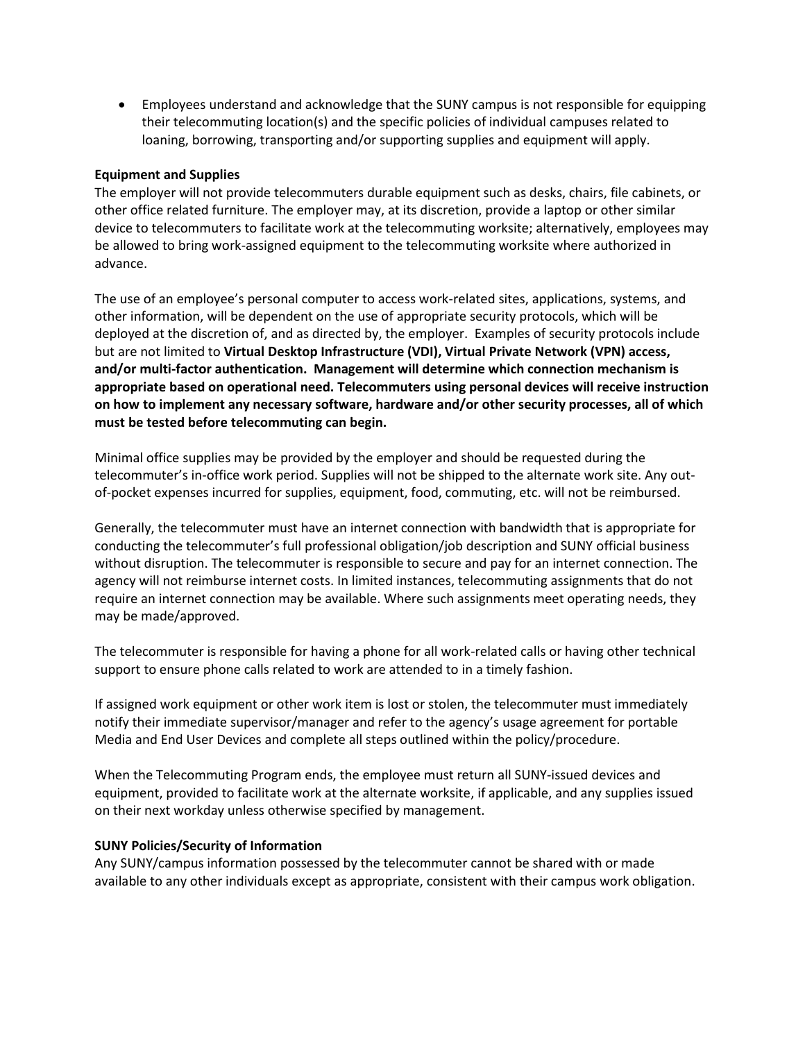- Employees understand and acknowledge that the SUNY campus is not responsible for equipping their telecommuting location(s) and the specific policies of individual campuses related to loaning, borrowing, transporting and/or supporting supplies and equipment will apply.

**Equipment and Supplies**

The employer will not provide telecommuters durable equipment such as desks, chairs, file cabinets, or other office related furniture. The employer may, at its discretion, provide a laptop or other similar device to telecommuters to facilitate work at the telecommuting worksite; alternatively, employees may be allowed to bring work-assigned equipment to the telecommuting worksite where authorized in advance.

The use of an employee's personal computer to access work-related sites, applications, systems, and other information, will be dependent on the use of appropriate security protocols, which will be deployed at the discretion of, and as directed by, the employer. Examples of security protocols include but are not limited to **Virtual Desktop Infrastructure (VDI), Virtual Private Network (VPN) access, and/or multi-factor authentication. Management will determine which connection mechanism is appropriate based on operational need. Telecommuters using personal devices will receive instruction on how to implement any necessary software, hardware and/or other security processes, all of which must be tested before telecommuting can begin.**

Minimal office supplies may be provided by the employer and should be requested during the telecommuter's in-office work period. Supplies will not be shipped to the alternate work site. Any out-of-pocket expenses incurred for supplies, equipment, food, commuting, etc. will not be reimbursed.

Generally, the telecommuter must have an internet connection with bandwidth that is appropriate for conducting the telecommuter's full professional obligation/job description and SUNY official business without disruption. The telecommuter is responsible to secure and pay for an internet connection. The agency will not reimburse internet costs. In limited instances, telecommuting assignments that do not require an internet connection may be available. Where such assignments meet operating needs, they may be made/approved.

The telecommuter is responsible for having a phone for all work-related calls or having other technical support to ensure phone calls related to work are attended to in a timely fashion.

If assigned work equipment or other work item is lost or stolen, the telecommuter must immediately notify their immediate supervisor/manager and refer to the agency's usage agreement for portable Media and End User Devices and complete all steps outlined within the policy/procedure.

When the Telecommuting Program ends, the employee must return all SUNY-issued devices and equipment, provided to facilitate work at the alternate worksite, if applicable, and any supplies issued on their next workday unless otherwise specified by management.

**SUNY Policies/Security of Information**

Any SUNY/campus information possessed by the telecommuter cannot be shared with or made available to any other individuals except as appropriate, consistent with their campus work obligation.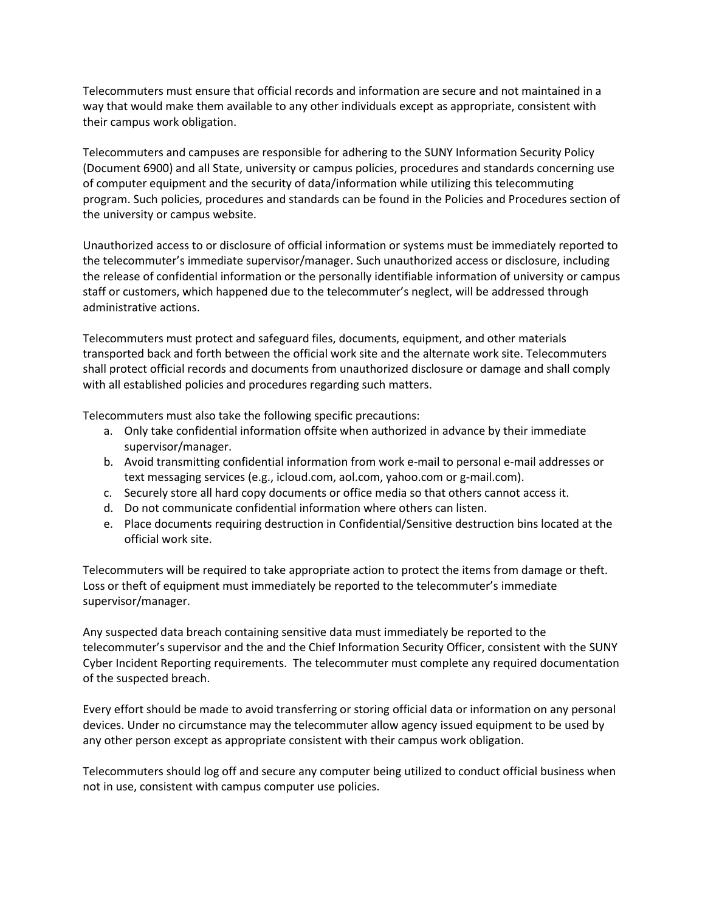Telecommuters must ensure that official records and information are secure and not maintained in a way that would make them available to any other individuals except as appropriate, consistent with their campus work obligation.

Telecommuters and campuses are responsible for adhering to the SUNY Information Security Policy (Document 6900) and all State, university or campus policies, procedures and standards concerning use of computer equipment and the security of data/information while utilizing this telecommuting program. Such policies, procedures and standards can be found in the Policies and Procedures section of the university or campus website.

Unauthorized access to or disclosure of official information or systems must be immediately reported to the telecommuter's immediate supervisor/manager. Such unauthorized access or disclosure, including the release of confidential information or the personally identifiable information of university or campus staff or customers, which happened due to the telecommuter's neglect, will be addressed through administrative actions.

Telecommuters must protect and safeguard files, documents, equipment, and other materials transported back and forth between the official work site and the alternate work site. Telecommuters shall protect official records and documents from unauthorized disclosure or damage and shall comply with all established policies and procedures regarding such matters.

Telecommuters must also take the following specific precautions:

a. Only take confidential information offsite when authorized in advance by their immediate supervisor/manager.
b. Avoid transmitting confidential information from work e-mail to personal e-mail addresses or text messaging services (e.g., icloud.com, aol.com, yahoo.com or g-mail.com).
c. Securely store all hard copy documents or office media so that others cannot access it.
d. Do not communicate confidential information where others can listen.
e. Place documents requiring destruction in Confidential/Sensitive destruction bins located at the official work site.

Telecommuters will be required to take appropriate action to protect the items from damage or theft. Loss or theft of equipment must immediately be reported to the telecommuter's immediate supervisor/manager.

Any suspected data breach containing sensitive data must immediately be reported to the telecommuter's supervisor and the and the Chief Information Security Officer, consistent with the SUNY Cyber Incident Reporting requirements. The telecommuter must complete any required documentation of the suspected breach.

Every effort should be made to avoid transferring or storing official data or information on any personal devices. Under no circumstance may the telecommuter allow agency issued equipment to be used by any other person except as appropriate consistent with their campus work obligation.

Telecommuters should log off and secure any computer being utilized to conduct official business when not in use, consistent with campus computer use policies.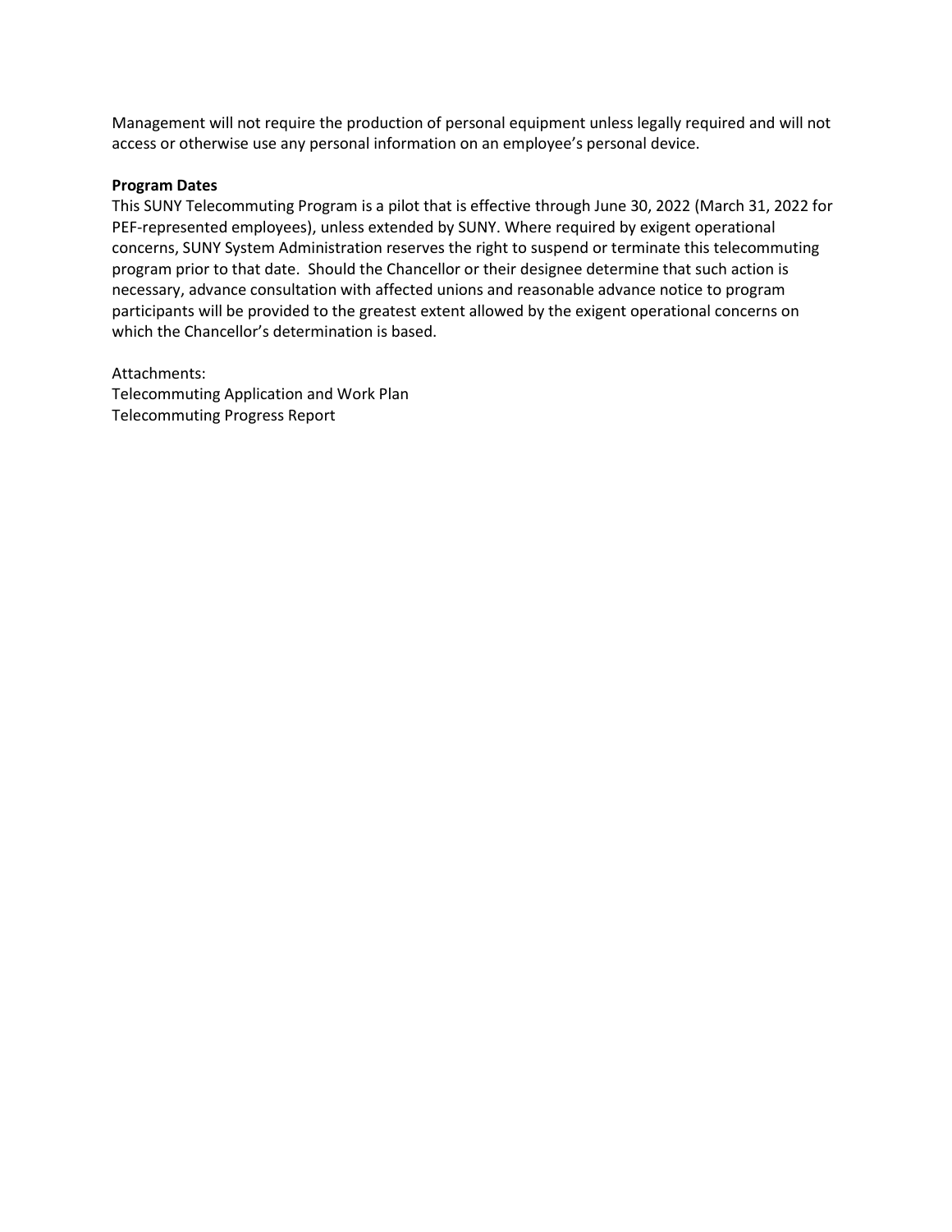Management will not require the production of personal equipment unless legally required and will not access or otherwise use any personal information on an employee's personal device.

**Program Dates**

This SUNY Telecommuting Program is a pilot that is effective through June 30, 2022 (March 31, 2022 for PEF-represented employees), unless extended by SUNY. Where required by exigent operational concerns, SUNY System Administration reserves the right to suspend or terminate this telecommuting program prior to that date. Should the Chancellor or their designee determine that such action is necessary, advance consultation with affected unions and reasonable advance notice to program participants will be provided to the greatest extent allowed by the exigent operational concerns on which the Chancellor's determination is based.

Attachments:
Telecommuting Application and Work Plan
Telecommuting Progress Report